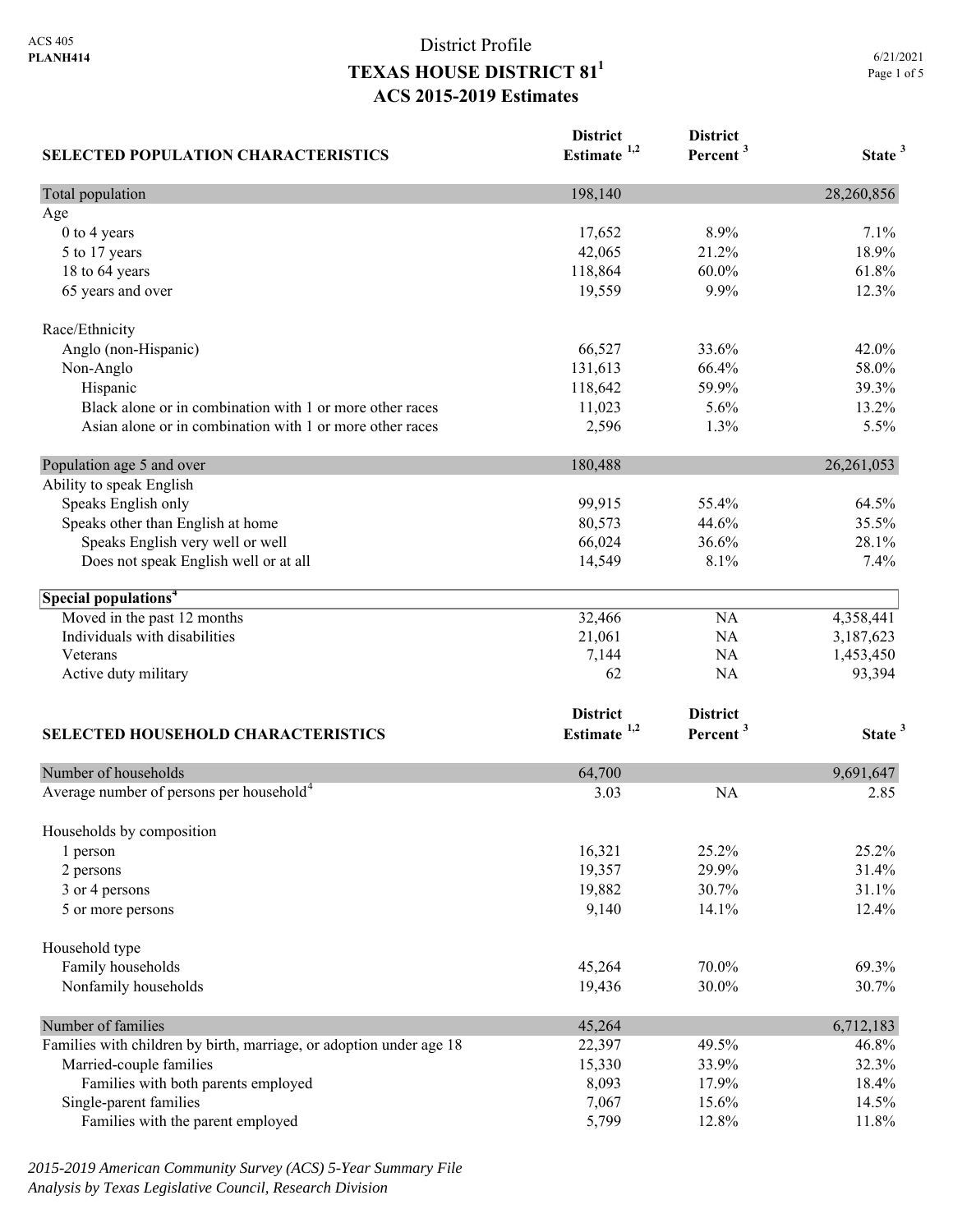ACS 405
**PLANH414**

# District Profile
## TEXAS HOUSE DISTRICT 81[1]
## ACS 2015-2019 Estimates

6/21/2021

| SELECTED POPULATION CHARACTERISTICS | District Estimate [1,2] | District Percent [3] | State [3] |
|---|---|---|---|
| Total population | 198,140 | | 28,260,856 |
| Age | | | |
| 0 to 4 years | 17,652 | 8.9% | 7.1% |
| 5 to 17 years | 42,065 | 21.2% | 18.9% |
| 18 to 64 years | 118,864 | 60.0% | 61.8% |
| 65 years and over | 19,559 | 9.9% | 12.3% |
| Race/Ethnicity | | | |
| Anglo (non-Hispanic) | 66,527 | 33.6% | 42.0% |
| Non-Anglo | 131,613 | 66.4% | 58.0% |
| Hispanic | 118,642 | 59.9% | 39.3% |
| Black alone or in combination with 1 or more other races | 11,023 | 5.6% | 13.2% |
| Asian alone or in combination with 1 or more other races | 2,596 | 1.3% | 5.5% |
| Population age 5 and over | 180,488 | | 26,261,053 |
| Ability to speak English | | | |
| Speaks English only | 99,915 | 55.4% | 64.5% |
| Speaks other than English at home | 80,573 | 44.6% | 35.5% |
| Speaks English very well or well | 66,024 | 36.6% | 28.1% |
| Does not speak English well or at all | 14,549 | 8.1% | 7.4% |
| **Special populations[4]** | | | |
| Moved in the past 12 months | 32,466 | NA | 4,358,441 |
| Individuals with disabilities | 21,061 | NA | 3,187,623 |
| Veterans | 7,144 | NA | 1,453,450 |
| Active duty military | 62 | NA | 93,394 |

| SELECTED HOUSEHOLD CHARACTERISTICS | District Estimate [1,2] | District Percent [3] | State [3] |
|---|---|---|---|
| Number of households | 64,700 | | 9,691,647 |
| Average number of persons per household[4] | 3.03 | NA | 2.85 |
| Households by composition | | | |
| 1 person | 16,321 | 25.2% | 25.2% |
| 2 persons | 19,357 | 29.9% | 31.4% |
| 3 or 4 persons | 19,882 | 30.7% | 31.1% |
| 5 or more persons | 9,140 | 14.1% | 12.4% |
| Household type | | | |
| Family households | 45,264 | 70.0% | 69.3% |
| Nonfamily households | 19,436 | 30.0% | 30.7% |
| Number of families | 45,264 | | 6,712,183 |
| Families with children by birth, marriage, or adoption under age 18 | 22,397 | 49.5% | 46.8% |
| Married-couple families | 15,330 | 33.9% | 32.3% |
| Families with both parents employed | 8,093 | 17.9% | 18.4% |
| Single-parent families | 7,067 | 15.6% | 14.5% |
| Families with the parent employed | 5,799 | 12.8% | 11.8% |

*2015-2019 American Community Survey (ACS) 5-Year Summary File*
*Analysis by Texas Legislative Council, Research Division*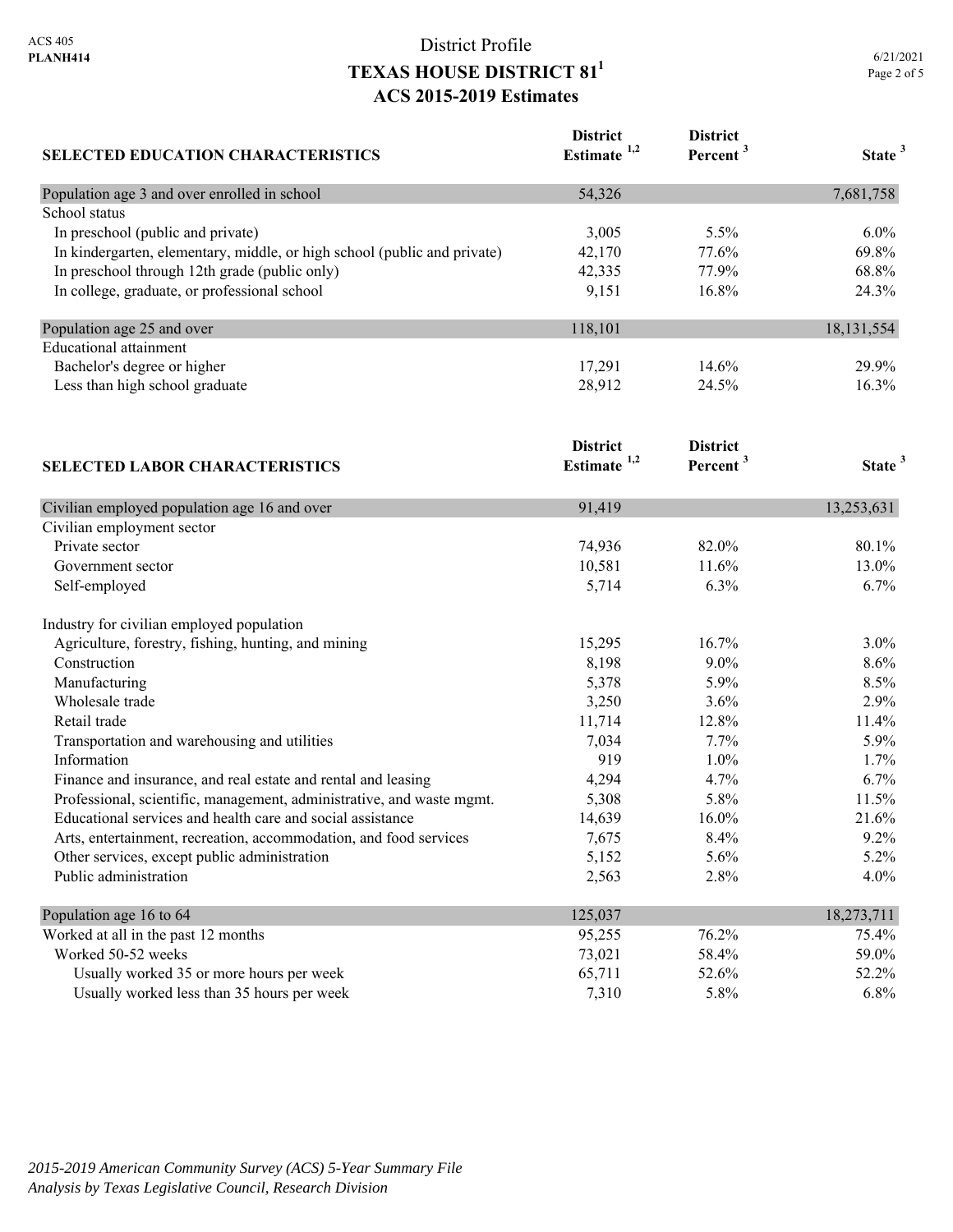# District Profile
## TEXAS HOUSE DISTRICT 81[1]
## ACS 2015-2019 Estimates

| SELECTED EDUCATION CHARACTERISTICS | District Estimate [1,2] | District Percent [3] | State [3] |
|---|---|---|---|
| Population age 3 and over enrolled in school | 54,326 | | 7,681,758 |
| School status | | | |
| In preschool (public and private) | 3,005 | 5.5% | 6.0% |
| In kindergarten, elementary, middle, or high school (public and private) | 42,170 | 77.6% | 69.8% |
| In preschool through 12th grade (public only) | 42,335 | 77.9% | 68.8% |
| In college, graduate, or professional school | 9,151 | 16.8% | 24.3% |
| Population age 25 and over | 118,101 | | 18,131,554 |
| Educational attainment | | | |
| Bachelor's degree or higher | 17,291 | 14.6% | 29.9% |
| Less than high school graduate | 28,912 | 24.5% | 16.3% |

| SELECTED LABOR CHARACTERISTICS | District Estimate [1,2] | District Percent [3] | State [3] |
|---|---|---|---|
| Civilian employed population age 16 and over | 91,419 | | 13,253,631 |
| Civilian employment sector | | | |
| Private sector | 74,936 | 82.0% | 80.1% |
| Government sector | 10,581 | 11.6% | 13.0% |
| Self-employed | 5,714 | 6.3% | 6.7% |
| Industry for civilian employed population | | | |
| Agriculture, forestry, fishing, hunting, and mining | 15,295 | 16.7% | 3.0% |
| Construction | 8,198 | 9.0% | 8.6% |
| Manufacturing | 5,378 | 5.9% | 8.5% |
| Wholesale trade | 3,250 | 3.6% | 2.9% |
| Retail trade | 11,714 | 12.8% | 11.4% |
| Transportation and warehousing and utilities | 7,034 | 7.7% | 5.9% |
| Information | 919 | 1.0% | 1.7% |
| Finance and insurance, and real estate and rental and leasing | 4,294 | 4.7% | 6.7% |
| Professional, scientific, management, administrative, and waste mgmt. | 5,308 | 5.8% | 11.5% |
| Educational services and health care and social assistance | 14,639 | 16.0% | 21.6% |
| Arts, entertainment, recreation, accommodation, and food services | 7,675 | 8.4% | 9.2% |
| Other services, except public administration | 5,152 | 5.6% | 5.2% |
| Public administration | 2,563 | 2.8% | 4.0% |
| Population age 16 to 64 | 125,037 | | 18,273,711 |
| Worked at all in the past 12 months | 95,255 | 76.2% | 75.4% |
| Worked 50-52 weeks | 73,021 | 58.4% | 59.0% |
| Usually worked 35 or more hours per week | 65,711 | 52.6% | 52.2% |
| Usually worked less than 35 hours per week | 7,310 | 5.8% | 6.8% |

*2015-2019 American Community Survey (ACS) 5-Year Summary File*
*Analysis by Texas Legislative Council, Research Division*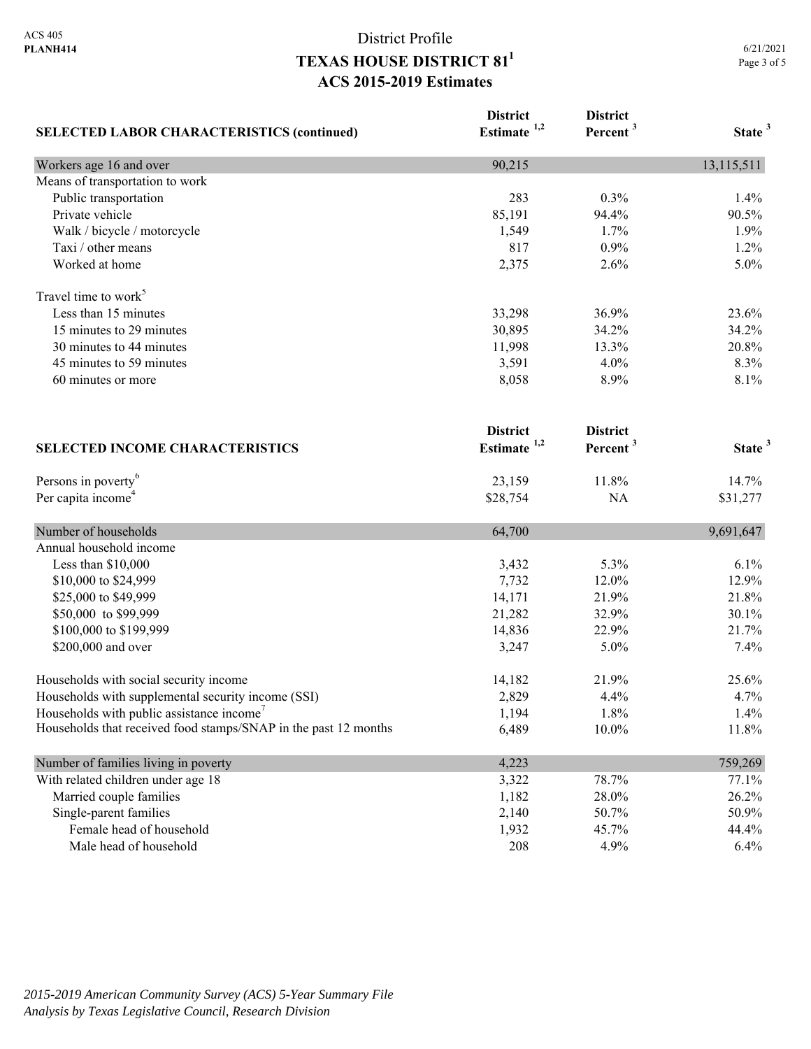# District Profile
# TEXAS HOUSE DISTRICT 81[1]
## ACS 2015-2019 Estimates

| SELECTED LABOR CHARACTERISTICS (continued) | District Estimate [1,2] | District Percent [3] | State [3] |
|---|---|---|---|
| Workers age 16 and over | 90,215 | | 13,115,511 |
| Means of transportation to work | | | |
| Public transportation | 283 | 0.3% | 1.4% |
| Private vehicle | 85,191 | 94.4% | 90.5% |
| Walk / bicycle / motorcycle | 1,549 | 1.7% | 1.9% |
| Taxi / other means | 817 | 0.9% | 1.2% |
| Worked at home | 2,375 | 2.6% | 5.0% |
| Travel time to work[5] | | | |
| Less than 15 minutes | 33,298 | 36.9% | 23.6% |
| 15 minutes to 29 minutes | 30,895 | 34.2% | 34.2% |
| 30 minutes to 44 minutes | 11,998 | 13.3% | 20.8% |
| 45 minutes to 59 minutes | 3,591 | 4.0% | 8.3% |
| 60 minutes or more | 8,058 | 8.9% | 8.1% |

| SELECTED INCOME CHARACTERISTICS | District Estimate [1,2] | District Percent [3] | State [3] |
|---|---|---|---|
| Persons in poverty[6] | 23,159 | 11.8% | 14.7% |
| Per capita income[4] | $28,754 | NA | $31,277 |
| Number of households | 64,700 | | 9,691,647 |
| Annual household income | | | |
| Less than $10,000 | 3,432 | 5.3% | 6.1% |
| $10,000 to $24,999 | 7,732 | 12.0% | 12.9% |
| $25,000 to $49,999 | 14,171 | 21.9% | 21.8% |
| $50,000 to $99,999 | 21,282 | 32.9% | 30.1% |
| $100,000 to $199,999 | 14,836 | 22.9% | 21.7% |
| $200,000 and over | 3,247 | 5.0% | 7.4% |
| Households with social security income | 14,182 | 21.9% | 25.6% |
| Households with supplemental security income (SSI) | 2,829 | 4.4% | 4.7% |
| Households with public assistance income[7] | 1,194 | 1.8% | 1.4% |
| Households that received food stamps/SNAP in the past 12 months | 6,489 | 10.0% | 11.8% |
| Number of families living in poverty | 4,223 | | 759,269 |
| With related children under age 18 | 3,322 | 78.7% | 77.1% |
| Married couple families | 1,182 | 28.0% | 26.2% |
| Single-parent families | 2,140 | 50.7% | 50.9% |
| Female head of household | 1,932 | 45.7% | 44.4% |
| Male head of household | 208 | 4.9% | 6.4% |

*2015-2019 American Community Survey (ACS) 5-Year Summary File*
*Analysis by Texas Legislative Council, Research Division*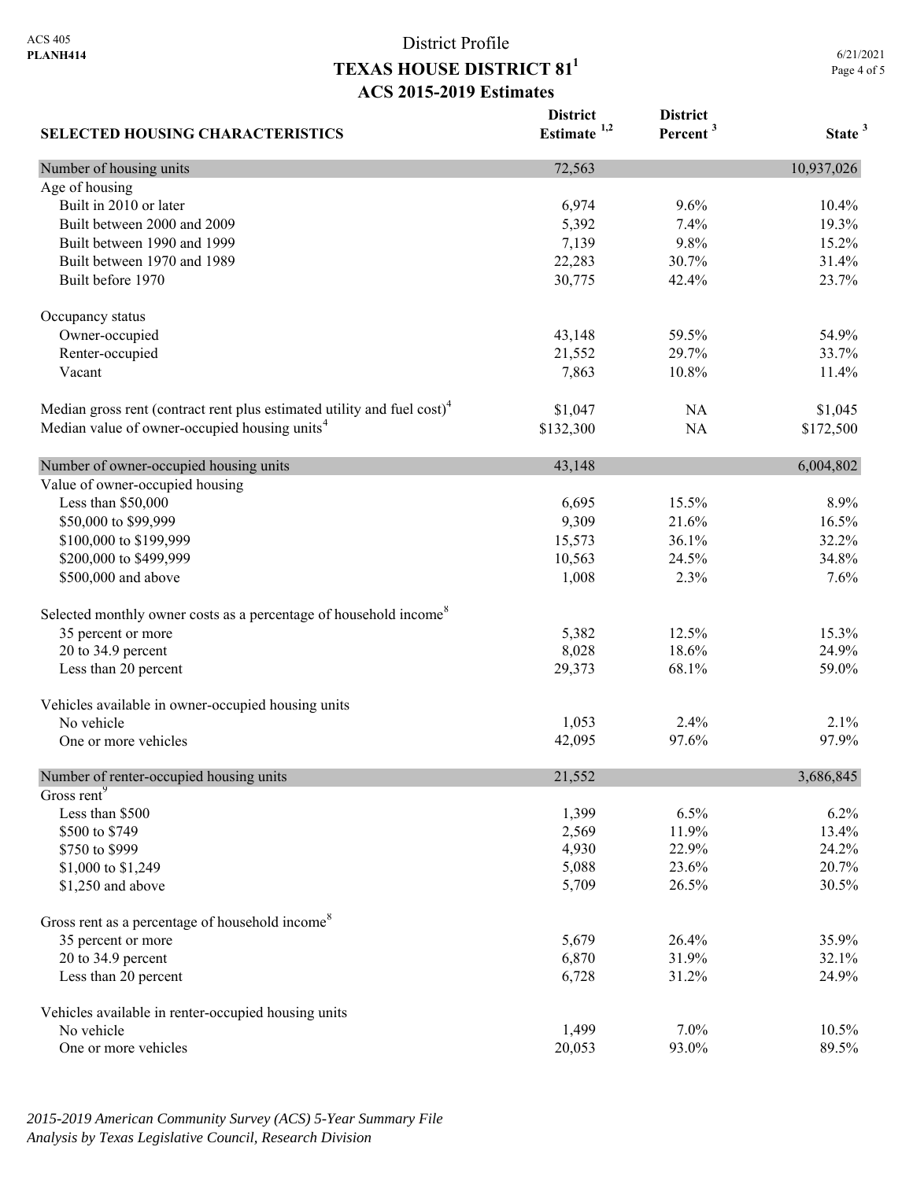ACS 405
**PLANH414**

# District Profile
## TEXAS HOUSE DISTRICT 81[1]
## ACS 2015-2019 Estimates

6/21/2021

| SELECTED HOUSING CHARACTERISTICS | District Estimate [1,2] | District Percent [3] | State [3] |
|---|---|---|---|
| Number of housing units | 72,563 | | 10,937,026 |
| Age of housing | | | |
| Built in 2010 or later | 6,974 | 9.6% | 10.4% |
| Built between 2000 and 2009 | 5,392 | 7.4% | 19.3% |
| Built between 1990 and 1999 | 7,139 | 9.8% | 15.2% |
| Built between 1970 and 1989 | 22,283 | 30.7% | 31.4% |
| Built before 1970 | 30,775 | 42.4% | 23.7% |
| Occupancy status | | | |
| Owner-occupied | 43,148 | 59.5% | 54.9% |
| Renter-occupied | 21,552 | 29.7% | 33.7% |
| Vacant | 7,863 | 10.8% | 11.4% |
| Median gross rent (contract rent plus estimated utility and fuel cost)[4] | $1,047 | NA | $1,045 |
| Median value of owner-occupied housing units[4] | $132,300 | NA | $172,500 |
| Number of owner-occupied housing units | 43,148 | | 6,004,802 |
| Value of owner-occupied housing | | | |
| Less than $50,000 | 6,695 | 15.5% | 8.9% |
| $50,000 to $99,999 | 9,309 | 21.6% | 16.5% |
| $100,000 to $199,999 | 15,573 | 36.1% | 32.2% |
| $200,000 to $499,999 | 10,563 | 24.5% | 34.8% |
| $500,000 and above | 1,008 | 2.3% | 7.6% |
| Selected monthly owner costs as a percentage of household income[8] | | | |
| 35 percent or more | 5,382 | 12.5% | 15.3% |
| 20 to 34.9 percent | 8,028 | 18.6% | 24.9% |
| Less than 20 percent | 29,373 | 68.1% | 59.0% |
| Vehicles available in owner-occupied housing units | | | |
| No vehicle | 1,053 | 2.4% | 2.1% |
| One or more vehicles | 42,095 | 97.6% | 97.9% |
| Number of renter-occupied housing units | 21,552 | | 3,686,845 |
| Gross rent[9] | | | |
| Less than $500 | 1,399 | 6.5% | 6.2% |
| $500 to $749 | 2,569 | 11.9% | 13.4% |
| $750 to $999 | 4,930 | 22.9% | 24.2% |
| $1,000 to $1,249 | 5,088 | 23.6% | 20.7% |
| $1,250 and above | 5,709 | 26.5% | 30.5% |
| Gross rent as a percentage of household income[8] | | | |
| 35 percent or more | 5,679 | 26.4% | 35.9% |
| 20 to 34.9 percent | 6,870 | 31.9% | 32.1% |
| Less than 20 percent | 6,728 | 31.2% | 24.9% |
| Vehicles available in renter-occupied housing units | | | |
| No vehicle | 1,499 | 7.0% | 10.5% |
| One or more vehicles | 20,053 | 93.0% | 89.5% |

*2015-2019 American Community Survey (ACS) 5-Year Summary File*
*Analysis by Texas Legislative Council, Research Division*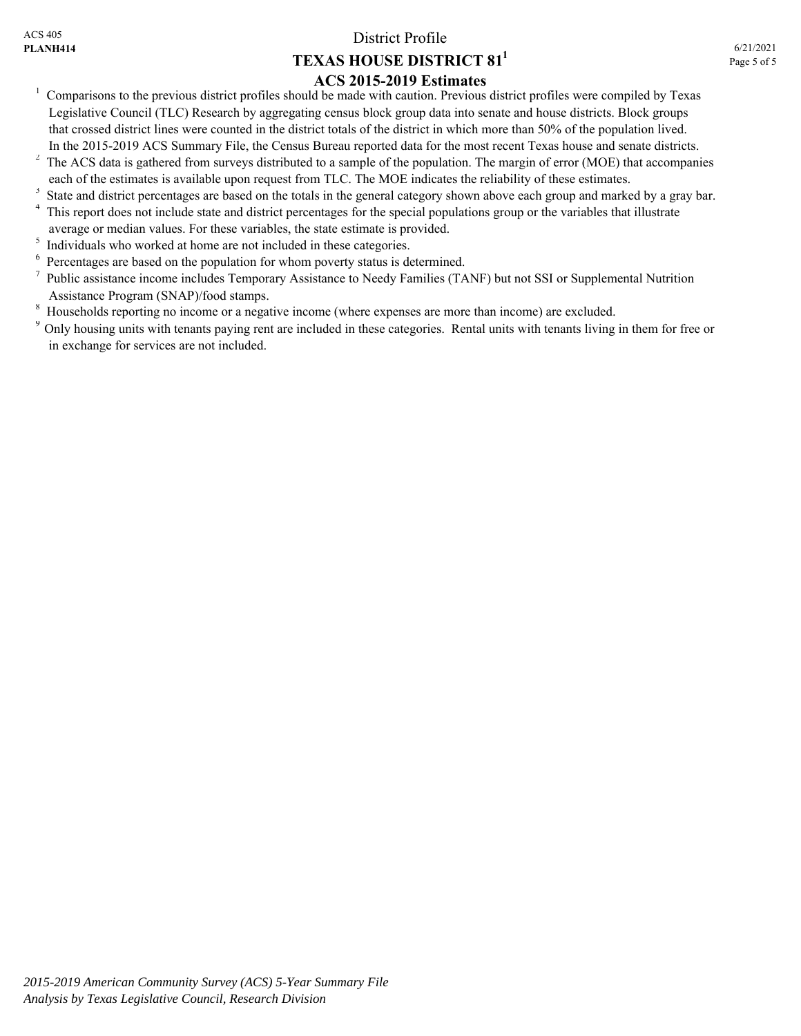1. Comparisons to the previous district profiles should be made with caution. Previous district profiles were compiled by Texas Legislative Council (TLC) Research by aggregating census block group data into senate and house districts. Block groups that crossed district lines were counted in the district totals of the district in which more than 50% of the population lived. In the 2015-2019 ACS Summary File, the Census Bureau reported data for the most recent Texas house and senate districts.
2. The ACS data is gathered from surveys distributed to a sample of the population. The margin of error (MOE) that accompanies each of the estimates is available upon request from TLC. The MOE indicates the reliability of these estimates.
3. State and district percentages are based on the totals in the general category shown above each group and marked by a gray bar.
4. This report does not include state and district percentages for the special populations group or the variables that illustrate average or median values. For these variables, the state estimate is provided.
5. Individuals who worked at home are not included in these categories.
6. Percentages are based on the population for whom poverty status is determined.
7. Public assistance income includes Temporary Assistance to Needy Families (TANF) but not SSI or Supplemental Nutrition Assistance Program (SNAP)/food stamps.
8. Households reporting no income or a negative income (where expenses are more than income) are excluded.
9. Only housing units with tenants paying rent are included in these categories. Rental units with tenants living in them for free or in exchange for services are not included.